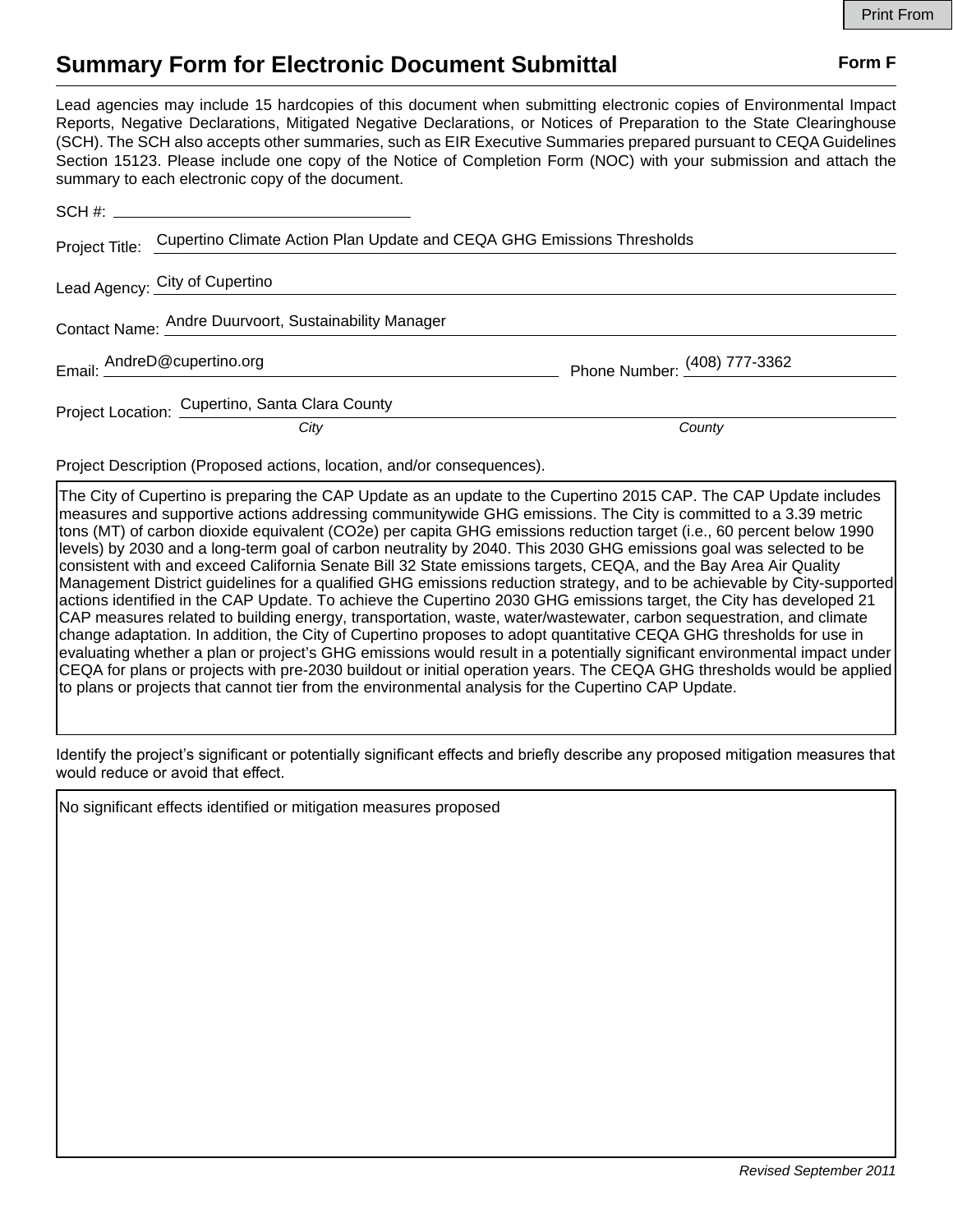Print From

# Summary Form for Electronic Document Submittal

**Form F**

Lead agencies may include 15 hardcopies of this document when submitting electronic copies of Environmental Impact Reports, Negative Declarations, Mitigated Negative Declarations, or Notices of Preparation to the State Clearinghouse (SCH). The SCH also accepts other summaries, such as EIR Executive Summaries prepared pursuant to CEQA Guidelines Section 15123. Please include one copy of the Notice of Completion Form (NOC) with your submission and attach the summary to each electronic copy of the document.

SCH #: ____________________

Project Title: Cupertino Climate Action Plan Update and CEQA GHG Emissions Thresholds

Lead Agency: City of Cupertino

Contact Name: Andre Duurvoort, Sustainability Manager

Email: AndreD@cupertino.org  Phone Number: (408) 777-3362

Project Location: Cupertino, Santa Clara County

*City*  *County*

Project Description (Proposed actions, location, and/or consequences).

The City of Cupertino is preparing the CAP Update as an update to the Cupertino 2015 CAP. The CAP Update includes measures and supportive actions addressing communitywide GHG emissions. The City is committed to a 3.39 metric tons (MT) of carbon dioxide equivalent ($CO_2e$) per capita GHG emissions reduction target (i.e., 60 percent below 1990 levels) by 2030 and a long-term goal of carbon neutrality by 2040. This 2030 GHG emissions goal was selected to be consistent with and exceed California Senate Bill 32 State emissions targets, CEQA, and the Bay Area Air Quality Management District guidelines for a qualified GHG emissions reduction strategy, and to be achievable by City-supported actions identified in the CAP Update. To achieve the Cupertino 2030 GHG emissions target, the City has developed 21 CAP measures related to building energy, transportation, waste, water/wastewater, carbon sequestration, and climate change adaptation. In addition, the City of Cupertino proposes to adopt quantitative CEQA GHG thresholds for use in evaluating whether a plan or project's GHG emissions would result in a potentially significant environmental impact under CEQA for plans or projects with pre-2030 buildout or initial operation years. The CEQA GHG thresholds would be applied to plans or projects that cannot tier from the environmental analysis for the Cupertino CAP Update.

Identify the project's significant or potentially significant effects and briefly describe any proposed mitigation measures that would reduce or avoid that effect.

No significant effects identified or mitigation measures proposed

*Revised September 2011*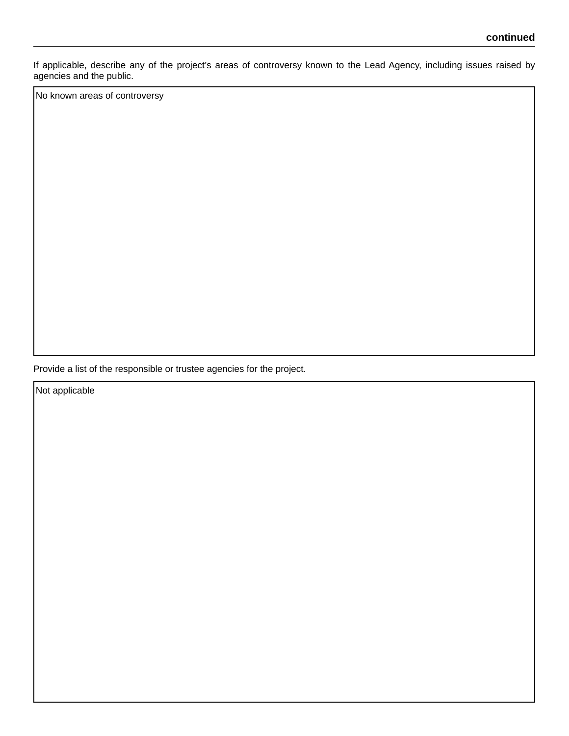**continued**

If applicable, describe any of the project's areas of controversy known to the Lead Agency, including issues raised by agencies and the public.

No known areas of controversy

Provide a list of the responsible or trustee agencies for the project.

Not applicable